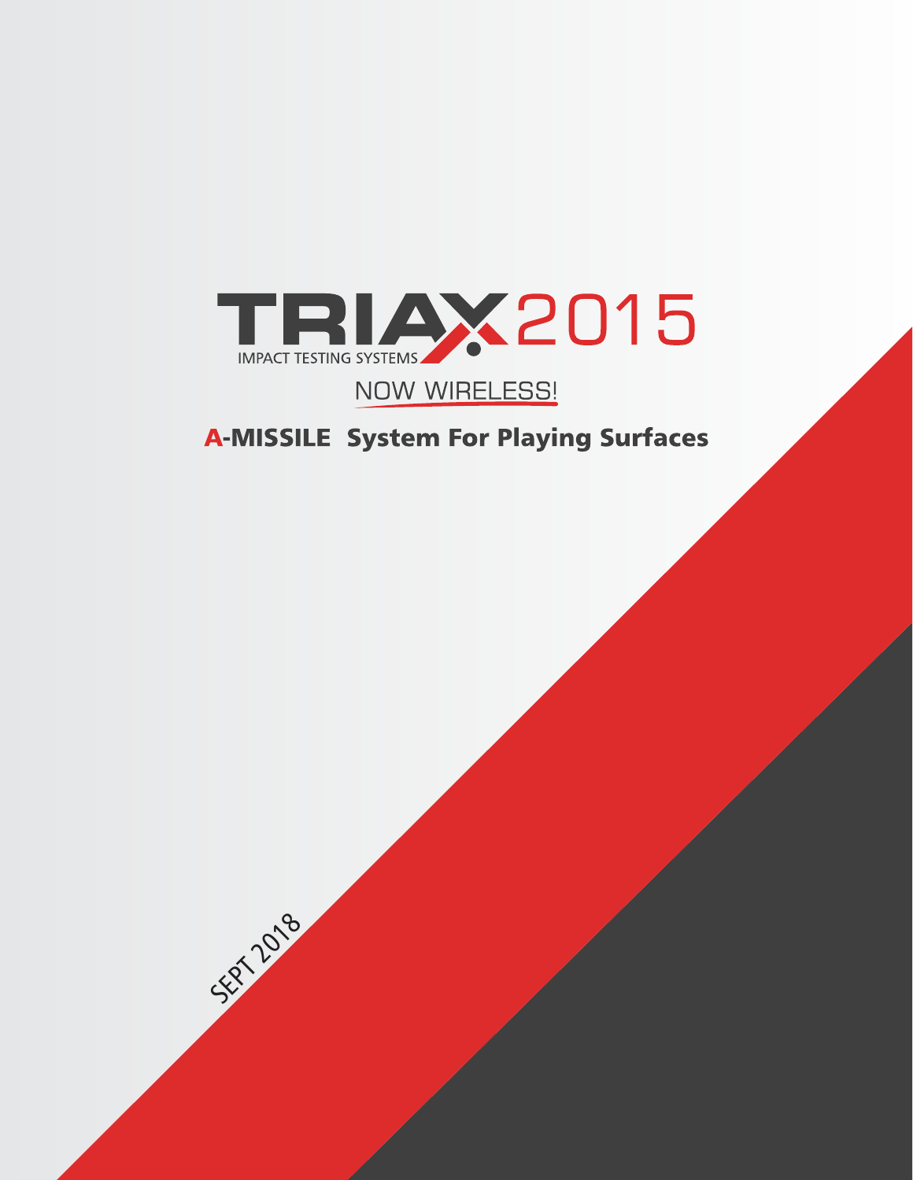# TRIAX 2015

IMPACT TESTING SYSTEMS

NOW WIRELESS!

## A-MISSILE System For Playing Surfaces

SEPT 2018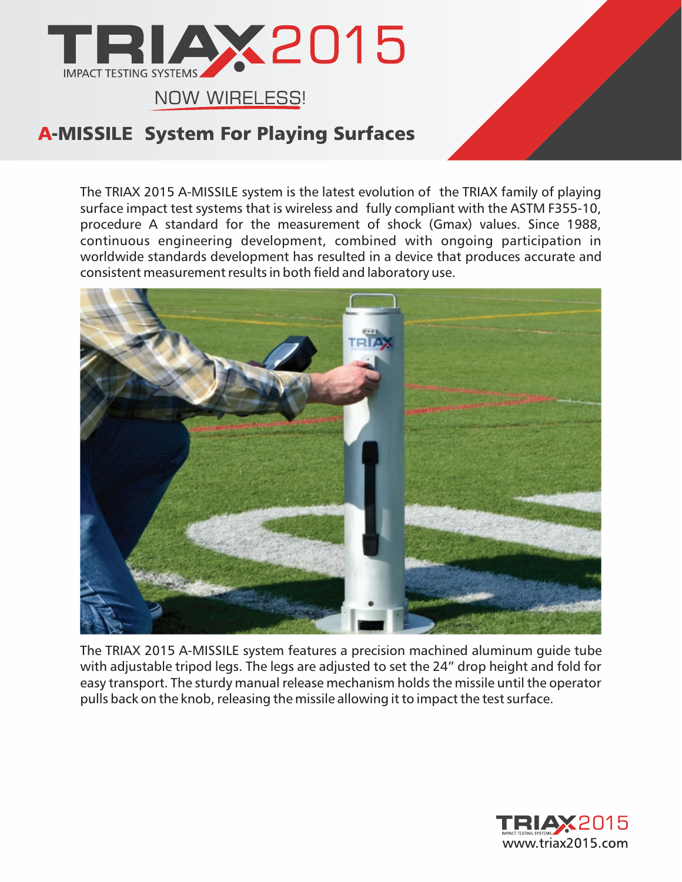# TRIAX 2015

IMPACT TESTING SYSTEMS

NOW WIRELESS!

## A-MISSILE System For Playing Surfaces

The TRIAX 2015 A-MISSILE system is the latest evolution of the TRIAX family of playing surface impact test systems that is wireless and fully compliant with the ASTM F355-10, procedure A standard for the measurement of shock (Gmax) values. Since 1988, continuous engineering development, combined with ongoing participation in worldwide standards development has resulted in a device that produces accurate and consistent measurement results in both field and laboratory use.

The TRIAX 2015 A-MISSILE system features a precision machined aluminum guide tube with adjustable tripod legs. The legs are adjusted to set the 24" drop height and fold for easy transport. The sturdy manual release mechanism holds the missile until the operator pulls back on the knob, releasing the missile allowing it to impact the test surface.

TRIAX 2015 IMPACT TESTING SYSTEMS
www.triax2015.com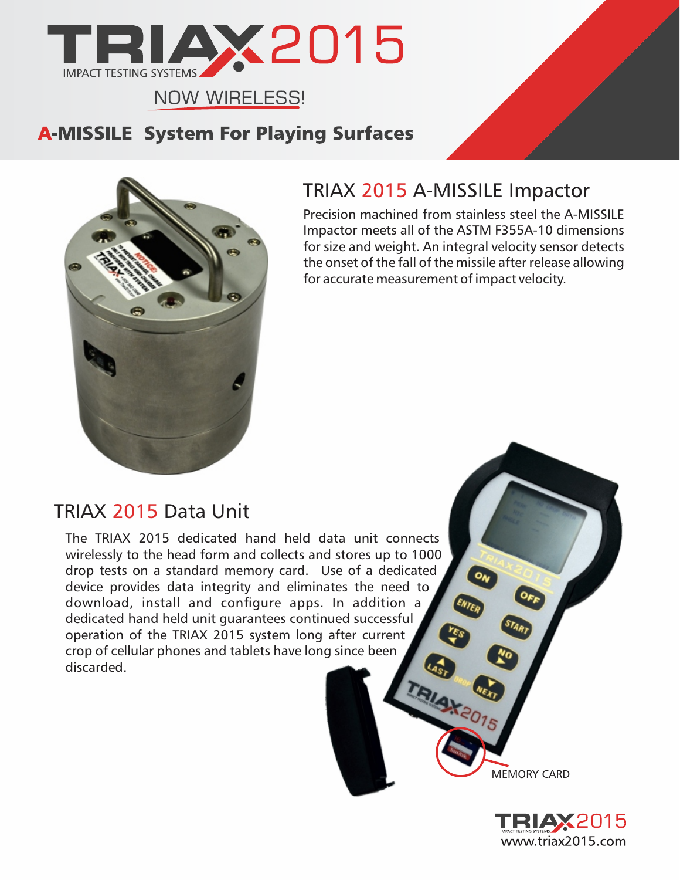# TRIAX 2015

IMPACT TESTING SYSTEMS

NOW WIRELESS!

## A-MISSILE System For Playing Surfaces

### TRIAX 2015 A-MISSILE Impactor

Precision machined from stainless steel the A-MISSILE Impactor meets all of the ASTM F355A-10 dimensions for size and weight. An integral velocity sensor detects the onset of the fall of the missile after release allowing for accurate measurement of impact velocity.

### TRIAX 2015 Data Unit

The TRIAX 2015 dedicated hand held data unit connects wirelessly to the head form and collects and stores up to 1000 drop tests on a standard memory card. Use of a dedicated device provides data integrity and eliminates the need to download, install and configure apps. In addition a dedicated hand held unit guarantees continued successful operation of the TRIAX 2015 system long after current crop of cellular phones and tablets have long since been discarded.

MEMORY CARD

TRIAX 2015
www.triax2015.com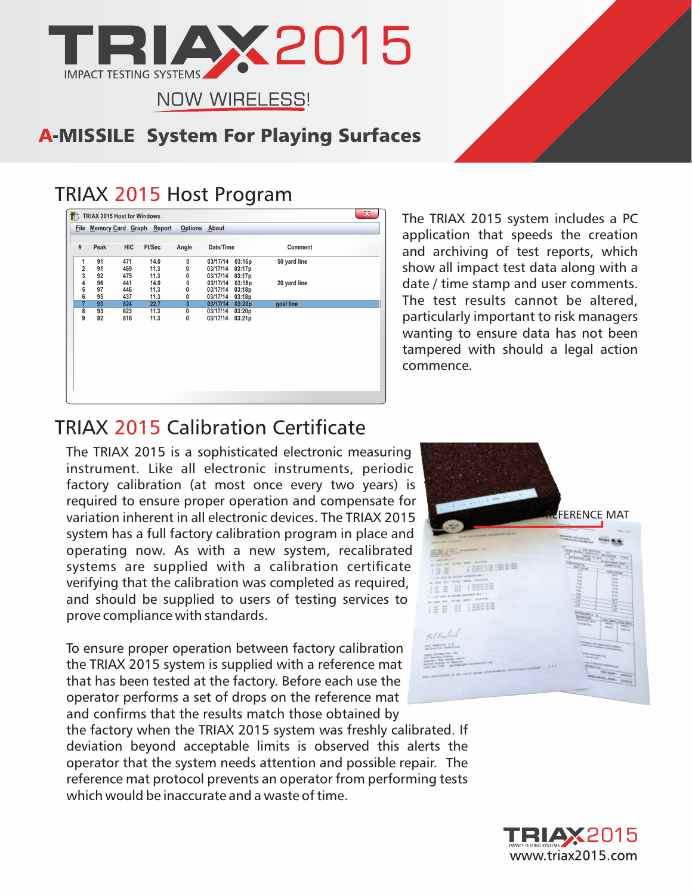# TRIAX 2015

IMPACT TESTING SYSTEMS

NOW WIRELESS!

## A-MISSILE System For Playing Surfaces

## TRIAX 2015 Host Program

TRIAX 2015 Host for Windows

File Memory Card Graph Report Options About

| # | Peak | HIC | Ft/Sec | Angle | Date/Time | Comment |
|---|---|---|---|---|---|---|
| 1 | 91 | 471 | 14.0 | 0 | 03/17/14 03:16p | 50 yard line |
| 2 | 91 | 469 | 11.3 | 0 | 03/17/14 03:17p | |
| 3 | 92 | 475 | 11.3 | 0 | 03/17/14 03:17p | |
| 4 | 96 | 441 | 14.0 | 0 | 03/17/14 03:18p | 20 yard line |
| 5 | 97 | 446 | 11.3 | 0 | 03/17/14 03:18p | |
| 6 | 95 | 437 | 11.3 | 0 | 03/17/14 03:18p | |
| 7 | 93 | 824 | 22.7 | 0 | 03/17/14 03:20p | goal line |
| 8 | 93 | 823 | 11.3 | 0 | 03/17/14 03:20p | |
| 9 | 92 | 816 | 11.3 | 0 | 03/17/14 03:21p | |

The TRIAX 2015 system includes a PC application that speeds the creation and archiving of test reports, which show all impact test data along with a date / time stamp and user comments. The test results cannot be altered, particularly important to risk managers wanting to ensure data has not been tampered with should a legal action commence.

## TRIAX 2015 Calibration Certificate

The TRIAX 2015 is a sophisticated electronic measuring instrument. Like all electronic instruments, periodic factory calibration (at most once every two years) is required to ensure proper operation and compensate for variation inherent in all electronic devices. The TRIAX 2015 system has a full factory calibration program in place and operating now. As with a new system, recalibrated systems are supplied with a calibration certificate verifying that the calibration was completed as required, and should be supplied to users of testing services to prove compliance with standards.

REFERENCE MAT

To ensure proper operation between factory calibration the TRIAX 2015 system is supplied with a reference mat that has been tested at the factory. Before each use the operator performs a set of drops on the reference mat and confirms that the results match those obtained by the factory when the TRIAX 2015 system was freshly calibrated. If deviation beyond acceptable limits is observed this alerts the operator that the system needs attention and possible repair. The reference mat protocol prevents an operator from performing tests which would be inaccurate and a waste of time.

TRIAX 2015 IMPACT TESTING SYSTEMS

www.triax2015.com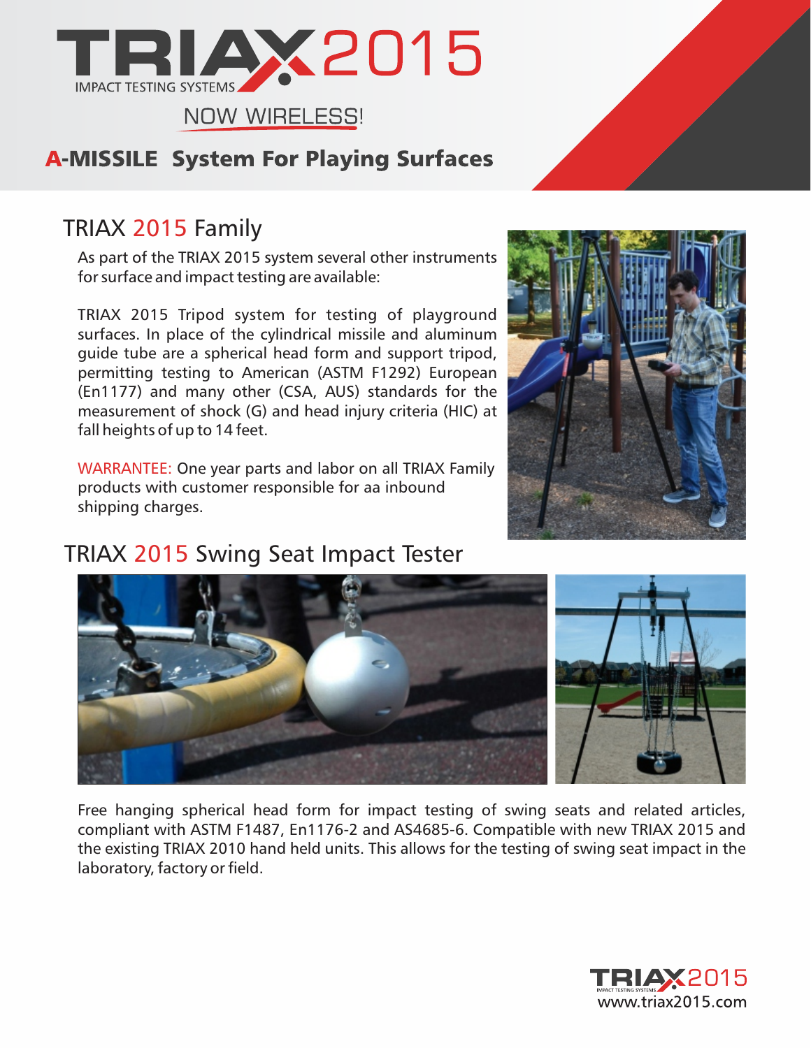# TRIAX 2015

IMPACT TESTING SYSTEMS

NOW WIRELESS!

## A-MISSILE System For Playing Surfaces

## TRIAX 2015 Family

As part of the TRIAX 2015 system several other instruments for surface and impact testing are available:

TRIAX 2015 Tripod system for testing of playground surfaces. In place of the cylindrical missile and aluminum guide tube are a spherical head form and support tripod, permitting testing to American (ASTM F1292) European (En1177) and many other (CSA, AUS) standards for the measurement of shock (G) and head injury criteria (HIC) at fall heights of up to 14 feet.

WARRANTEE: One year parts and labor on all TRIAX Family products with customer responsible for aa inbound shipping charges.

## TRIAX 2015 Swing Seat Impact Tester

Free hanging spherical head form for impact testing of swing seats and related articles, compliant with ASTM F1487, En1176-2 and AS4685-6. Compatible with new TRIAX 2015 and the existing TRIAX 2010 hand held units. This allows for the testing of swing seat impact in the laboratory, factory or field.

TRIAX 2015 IMPACT TESTING SYSTEMS
www.triax2015.com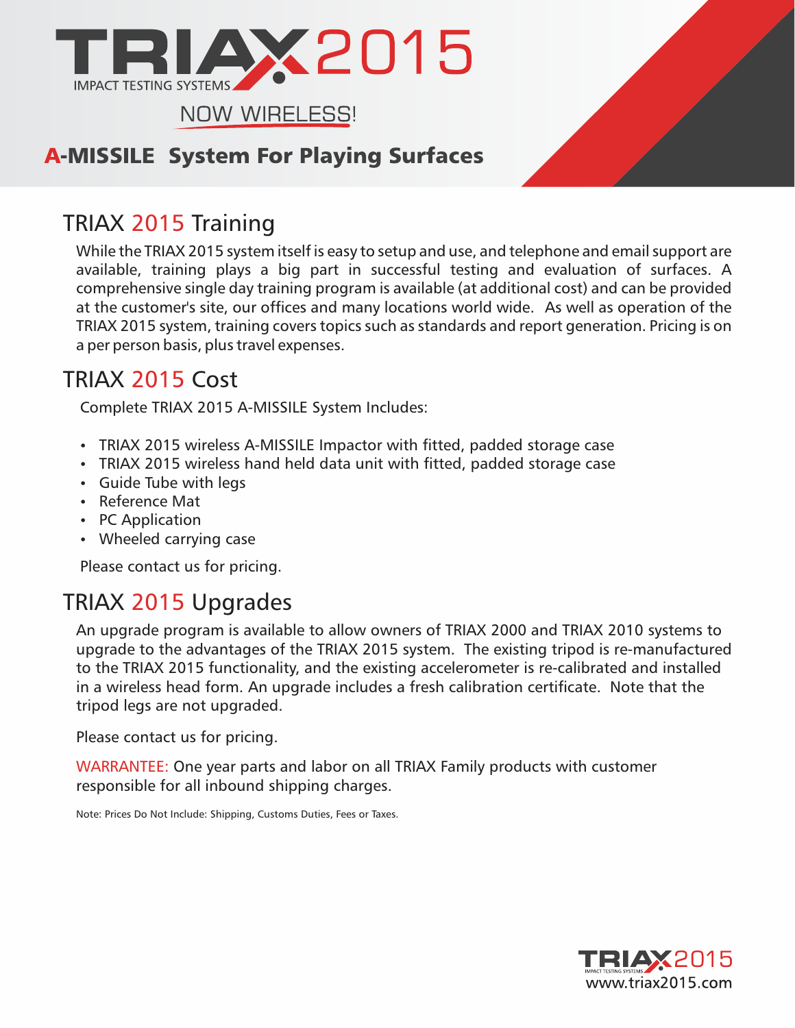# TRIAX 2015

IMPACT TESTING SYSTEMS

NOW WIRELESS!

## A-MISSILE System For Playing Surfaces

## TRIAX 2015 Training

While the TRIAX 2015 system itself is easy to setup and use, and telephone and email support are available, training plays a big part in successful testing and evaluation of surfaces. A comprehensive single day training program is available (at additional cost) and can be provided at the customer's site, our offices and many locations world wide. As well as operation of the TRIAX 2015 system, training covers topics such as standards and report generation. Pricing is on a per person basis, plus travel expenses.

## TRIAX 2015 Cost

Complete TRIAX 2015 A-MISSILE System Includes:

- TRIAX 2015 wireless A-MISSILE Impactor with fitted, padded storage case
- TRIAX 2015 wireless hand held data unit with fitted, padded storage case
- Guide Tube with legs
- Reference Mat
- PC Application
- Wheeled carrying case

Please contact us for pricing.

## TRIAX 2015 Upgrades

An upgrade program is available to allow owners of TRIAX 2000 and TRIAX 2010 systems to upgrade to the advantages of the TRIAX 2015 system. The existing tripod is re-manufactured to the TRIAX 2015 functionality, and the existing accelerometer is re-calibrated and installed in a wireless head form. An upgrade includes a fresh calibration certificate. Note that the tripod legs are not upgraded.

Please contact us for pricing.

WARRANTEE: One year parts and labor on all TRIAX Family products with customer responsible for all inbound shipping charges.

Note: Prices Do Not Include: Shipping, Customs Duties, Fees or Taxes.

TRIAX 2015 IMPACT TESTING SYSTEMS
www.triax2015.com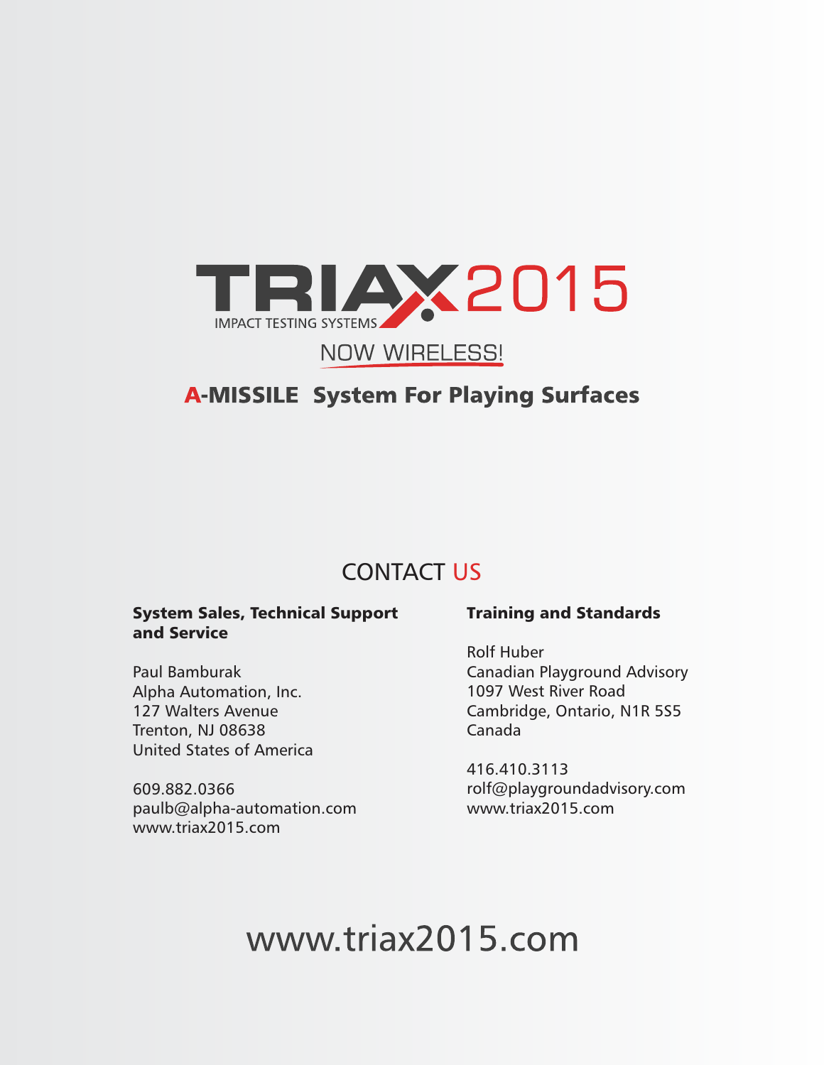# TRIAX 2015

IMPACT TESTING SYSTEMS

NOW WIRELESS!

## A-MISSILE System For Playing Surfaces

## CONTACT US

**System Sales, Technical Support and Service**

Paul Bamburak
Alpha Automation, Inc.
127 Walters Avenue
Trenton, NJ 08638
United States of America

609.882.0366
paulb@alpha-automation.com
www.triax2015.com

**Training and Standards**

Rolf Huber
Canadian Playground Advisory
1097 West River Road
Cambridge, Ontario, N1R 5S5
Canada

416.410.3113
rolf@playgroundadvisory.com
www.triax2015.com

www.triax2015.com